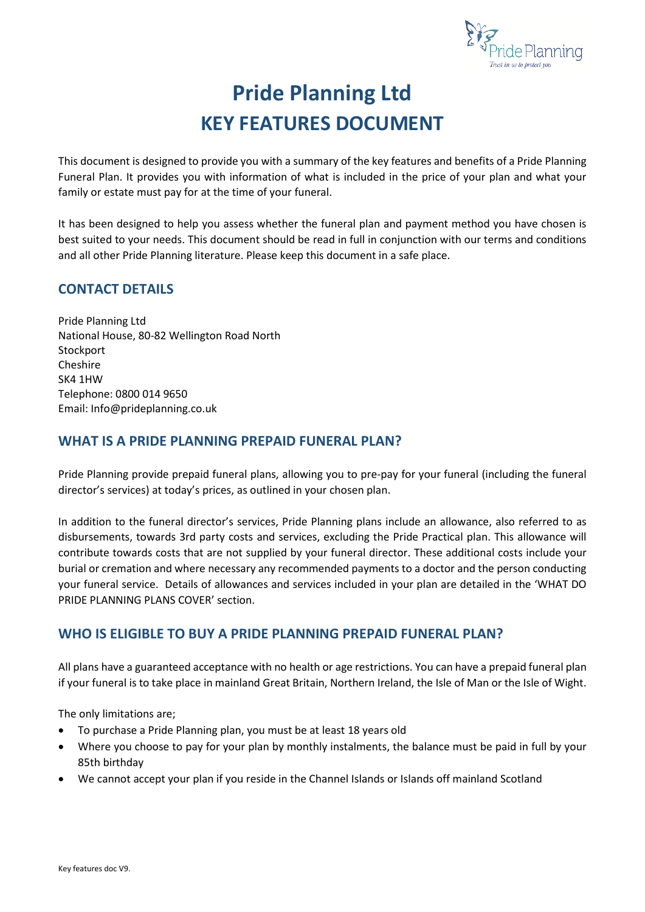# Pride Planning Ltd
# KEY FEATURES DOCUMENT

This document is designed to provide you with a summary of the key features and benefits of a Pride Planning Funeral Plan. It provides you with information of what is included in the price of your plan and what your family or estate must pay for at the time of your funeral.

It has been designed to help you assess whether the funeral plan and payment method you have chosen is best suited to your needs. This document should be read in full in conjunction with our terms and conditions and all other Pride Planning literature. Please keep this document in a safe place.

## CONTACT DETAILS

Pride Planning Ltd
National House, 80-82 Wellington Road North
Stockport
Cheshire
SK4 1HW
Telephone: 0800 014 9650
Email: Info@prideplanning.co.uk

## WHAT IS A PRIDE PLANNING PREPAID FUNERAL PLAN?

Pride Planning provide prepaid funeral plans, allowing you to pre-pay for your funeral (including the funeral director's services) at today's prices, as outlined in your chosen plan.

In addition to the funeral director's services, Pride Planning plans include an allowance, also referred to as disbursements, towards 3rd party costs and services, excluding the Pride Practical plan. This allowance will contribute towards costs that are not supplied by your funeral director. These additional costs include your burial or cremation and where necessary any recommended payments to a doctor and the person conducting your funeral service. Details of allowances and services included in your plan are detailed in the 'WHAT DO PRIDE PLANNING PLANS COVER' section.

## WHO IS ELIGIBLE TO BUY A PRIDE PLANNING PREPAID FUNERAL PLAN?

All plans have a guaranteed acceptance with no health or age restrictions. You can have a prepaid funeral plan if your funeral is to take place in mainland Great Britain, Northern Ireland, the Isle of Man or the Isle of Wight.

The only limitations are;

- To purchase a Pride Planning plan, you must be at least 18 years old
- Where you choose to pay for your plan by monthly instalments, the balance must be paid in full by your 85th birthday
- We cannot accept your plan if you reside in the Channel Islands or Islands off mainland Scotland

Key features doc V9.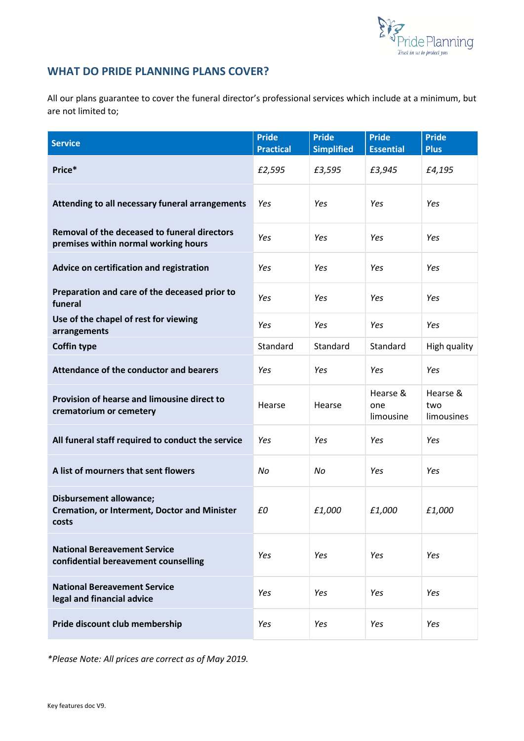## WHAT DO PRIDE PLANNING PLANS COVER?

All our plans guarantee to cover the funeral director's professional services which include at a minimum, but are not limited to;

| Service | Pride Practical | Pride Simplified | Pride Essential | Pride Plus |
|---|---|---|---|---|
| **Price*** | *£2,595* | *£3,595* | *£3,945* | *£4,195* |
| **Attending to all necessary funeral arrangements** | *Yes* | *Yes* | *Yes* | *Yes* |
| **Removal of the deceased to funeral directors premises within normal working hours** | *Yes* | *Yes* | *Yes* | *Yes* |
| **Advice on certification and registration** | *Yes* | *Yes* | *Yes* | *Yes* |
| **Preparation and care of the deceased prior to funeral** | *Yes* | *Yes* | *Yes* | *Yes* |
| **Use of the chapel of rest for viewing arrangements** | *Yes* | *Yes* | *Yes* | *Yes* |
| **Coffin type** | Standard | Standard | Standard | High quality |
| **Attendance of the conductor and bearers** | *Yes* | *Yes* | *Yes* | *Yes* |
| **Provision of hearse and limousine direct to crematorium or cemetery** | Hearse | Hearse | Hearse & one limousine | Hearse & two limousines |
| **All funeral staff required to conduct the service** | *Yes* | *Yes* | *Yes* | *Yes* |
| **A list of mourners that sent flowers** | *No* | *No* | *Yes* | *Yes* |
| **Disbursement allowance; Cremation, or Interment, Doctor and Minister costs** | *£0* | *£1,000* | *£1,000* | *£1,000* |
| **National Bereavement Service confidential bereavement counselling** | *Yes* | *Yes* | *Yes* | *Yes* |
| **National Bereavement Service legal and financial advice** | *Yes* | *Yes* | *Yes* | *Yes* |
| **Pride discount club membership** | *Yes* | *Yes* | *Yes* | *Yes* |

**Please Note: All prices are correct as of May 2019.*

Key features doc V9.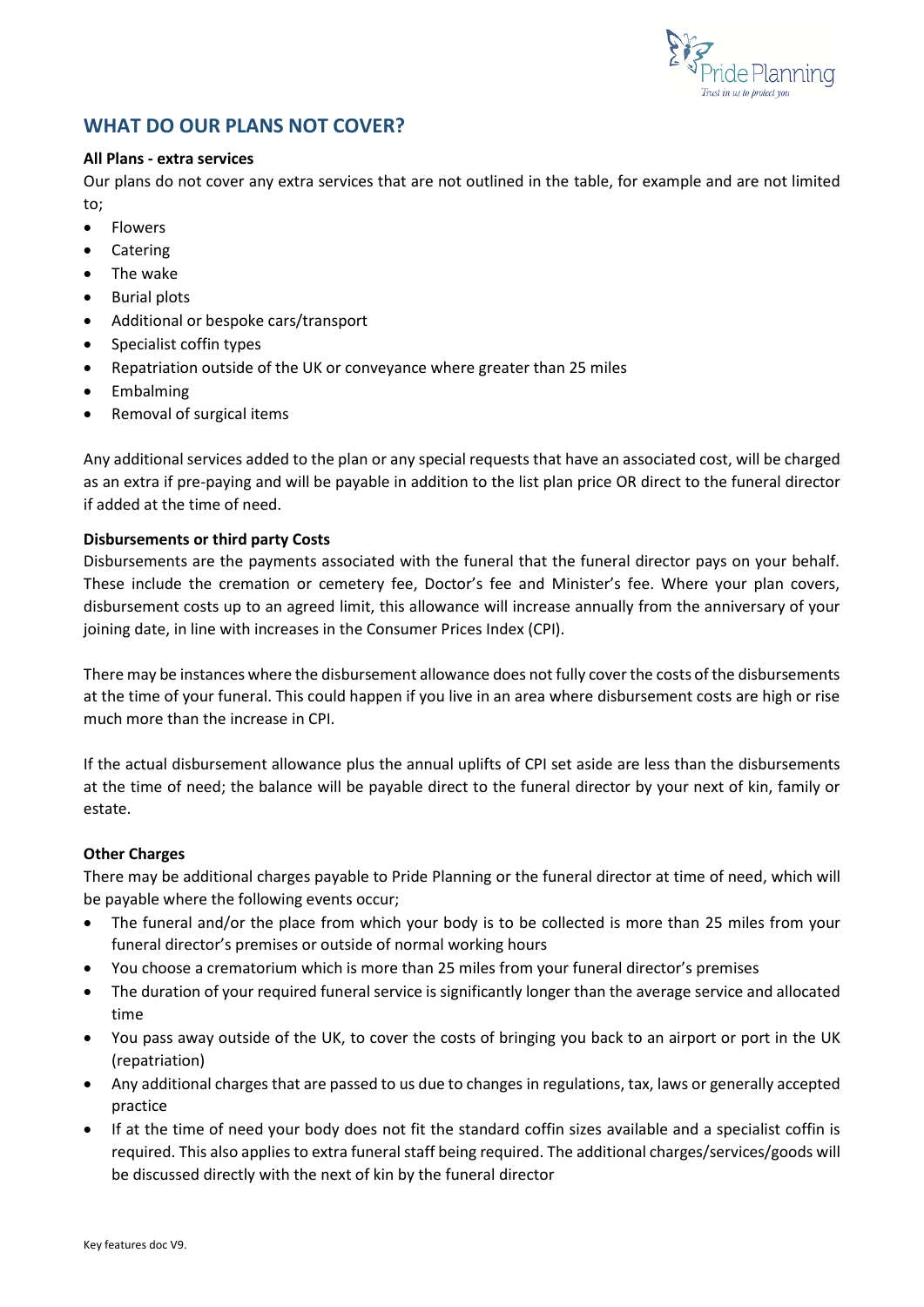## WHAT DO OUR PLANS NOT COVER?

**All Plans - extra services**

Our plans do not cover any extra services that are not outlined in the table, for example and are not limited to;

- Flowers
- Catering
- The wake
- Burial plots
- Additional or bespoke cars/transport
- Specialist coffin types
- Repatriation outside of the UK or conveyance where greater than 25 miles
- Embalming
- Removal of surgical items

Any additional services added to the plan or any special requests that have an associated cost, will be charged as an extra if pre-paying and will be payable in addition to the list plan price OR direct to the funeral director if added at the time of need.

**Disbursements or third party Costs**

Disbursements are the payments associated with the funeral that the funeral director pays on your behalf. These include the cremation or cemetery fee, Doctor's fee and Minister's fee. Where your plan covers, disbursement costs up to an agreed limit, this allowance will increase annually from the anniversary of your joining date, in line with increases in the Consumer Prices Index (CPI).

There may be instances where the disbursement allowance does not fully cover the costs of the disbursements at the time of your funeral. This could happen if you live in an area where disbursement costs are high or rise much more than the increase in CPI.

If the actual disbursement allowance plus the annual uplifts of CPI set aside are less than the disbursements at the time of need; the balance will be payable direct to the funeral director by your next of kin, family or estate.

**Other Charges**

There may be additional charges payable to Pride Planning or the funeral director at time of need, which will be payable where the following events occur;

- The funeral and/or the place from which your body is to be collected is more than 25 miles from your funeral director's premises or outside of normal working hours
- You choose a crematorium which is more than 25 miles from your funeral director's premises
- The duration of your required funeral service is significantly longer than the average service and allocated time
- You pass away outside of the UK, to cover the costs of bringing you back to an airport or port in the UK (repatriation)
- Any additional charges that are passed to us due to changes in regulations, tax, laws or generally accepted practice
- If at the time of need your body does not fit the standard coffin sizes available and a specialist coffin is required. This also applies to extra funeral staff being required. The additional charges/services/goods will be discussed directly with the next of kin by the funeral director

Key features doc V9.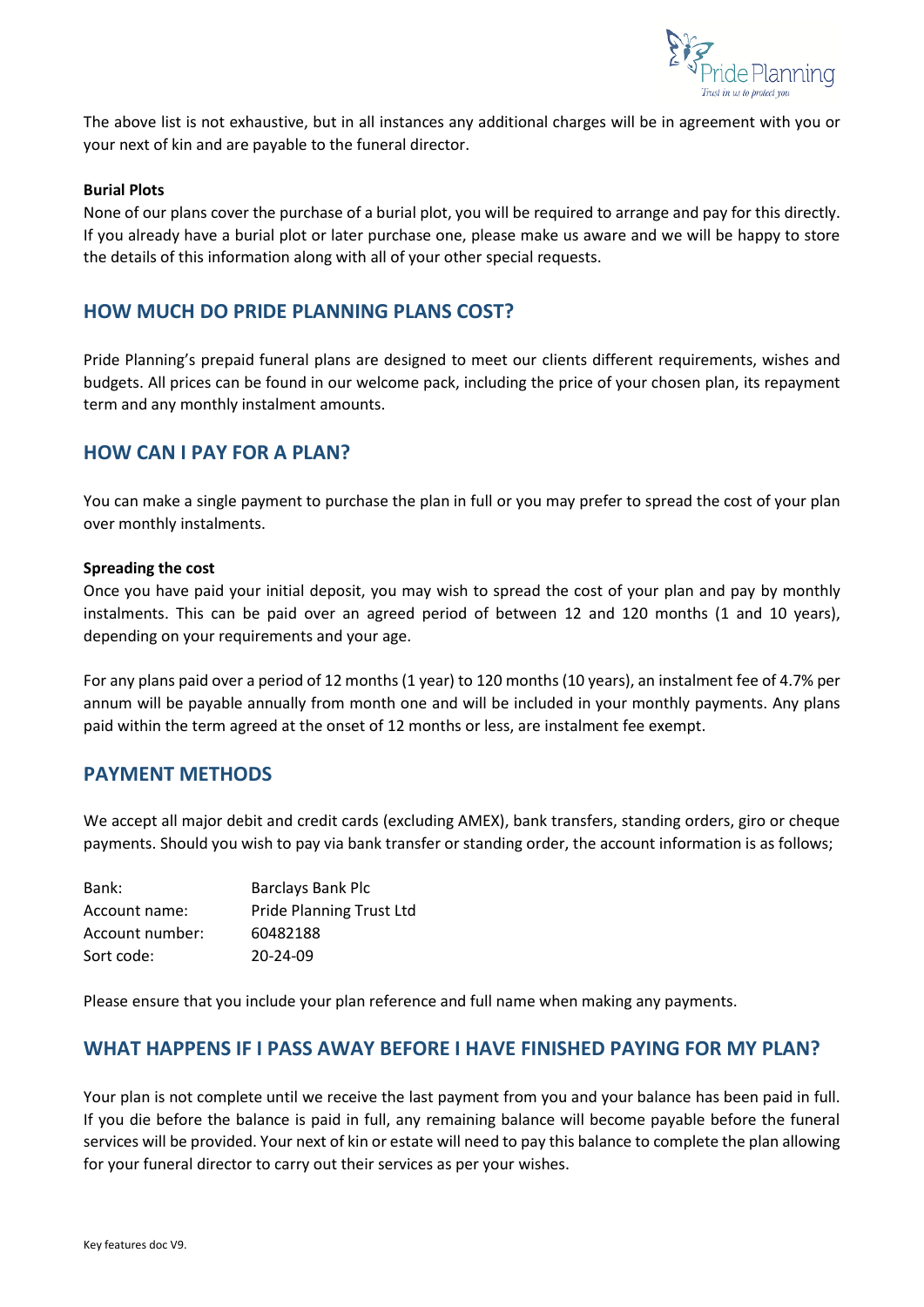The above list is not exhaustive, but in all instances any additional charges will be in agreement with you or your next of kin and are payable to the funeral director.

**Burial Plots**

None of our plans cover the purchase of a burial plot, you will be required to arrange and pay for this directly. If you already have a burial plot or later purchase one, please make us aware and we will be happy to store the details of this information along with all of your other special requests.

## HOW MUCH DO PRIDE PLANNING PLANS COST?

Pride Planning's prepaid funeral plans are designed to meet our clients different requirements, wishes and budgets. All prices can be found in our welcome pack, including the price of your chosen plan, its repayment term and any monthly instalment amounts.

## HOW CAN I PAY FOR A PLAN?

You can make a single payment to purchase the plan in full or you may prefer to spread the cost of your plan over monthly instalments.

**Spreading the cost**

Once you have paid your initial deposit, you may wish to spread the cost of your plan and pay by monthly instalments. This can be paid over an agreed period of between 12 and 120 months (1 and 10 years), depending on your requirements and your age.

For any plans paid over a period of 12 months (1 year) to 120 months (10 years), an instalment fee of 4.7% per annum will be payable annually from month one and will be included in your monthly payments. Any plans paid within the term agreed at the onset of 12 months or less, are instalment fee exempt.

## PAYMENT METHODS

We accept all major debit and credit cards (excluding AMEX), bank transfers, standing orders, giro or cheque payments. Should you wish to pay via bank transfer or standing order, the account information is as follows;

| | |
|---|---|
| Bank: | Barclays Bank Plc |
| Account name: | Pride Planning Trust Ltd |
| Account number: | 60482188 |
| Sort code: | 20-24-09 |

Please ensure that you include your plan reference and full name when making any payments.

## WHAT HAPPENS IF I PASS AWAY BEFORE I HAVE FINISHED PAYING FOR MY PLAN?

Your plan is not complete until we receive the last payment from you and your balance has been paid in full. If you die before the balance is paid in full, any remaining balance will become payable before the funeral services will be provided. Your next of kin or estate will need to pay this balance to complete the plan allowing for your funeral director to carry out their services as per your wishes.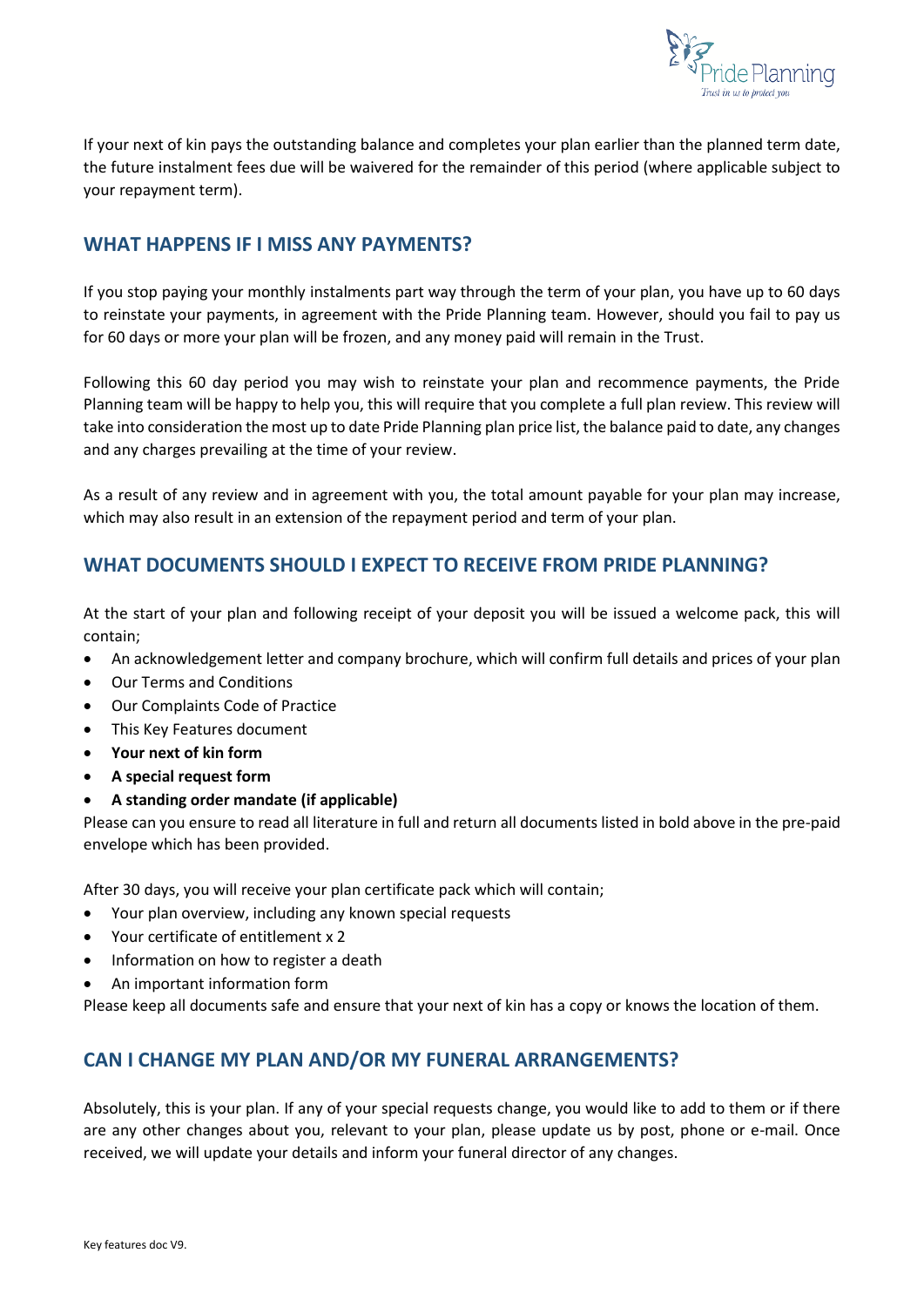If your next of kin pays the outstanding balance and completes your plan earlier than the planned term date, the future instalment fees due will be waivered for the remainder of this period (where applicable subject to your repayment term).

## WHAT HAPPENS IF I MISS ANY PAYMENTS?

If you stop paying your monthly instalments part way through the term of your plan, you have up to 60 days to reinstate your payments, in agreement with the Pride Planning team. However, should you fail to pay us for 60 days or more your plan will be frozen, and any money paid will remain in the Trust.

Following this 60 day period you may wish to reinstate your plan and recommence payments, the Pride Planning team will be happy to help you, this will require that you complete a full plan review. This review will take into consideration the most up to date Pride Planning plan price list, the balance paid to date, any changes and any charges prevailing at the time of your review.

As a result of any review and in agreement with you, the total amount payable for your plan may increase, which may also result in an extension of the repayment period and term of your plan.

## WHAT DOCUMENTS SHOULD I EXPECT TO RECEIVE FROM PRIDE PLANNING?

At the start of your plan and following receipt of your deposit you will be issued a welcome pack, this will contain;

- An acknowledgement letter and company brochure, which will confirm full details and prices of your plan
- Our Terms and Conditions
- Our Complaints Code of Practice
- This Key Features document
- **Your next of kin form**
- **A special request form**
- **A standing order mandate (if applicable)**

Please can you ensure to read all literature in full and return all documents listed in bold above in the pre-paid envelope which has been provided.

After 30 days, you will receive your plan certificate pack which will contain;

- Your plan overview, including any known special requests
- Your certificate of entitlement x 2
- Information on how to register a death
- An important information form

Please keep all documents safe and ensure that your next of kin has a copy or knows the location of them.

## CAN I CHANGE MY PLAN AND/OR MY FUNERAL ARRANGEMENTS?

Absolutely, this is your plan. If any of your special requests change, you would like to add to them or if there are any other changes about you, relevant to your plan, please update us by post, phone or e-mail. Once received, we will update your details and inform your funeral director of any changes.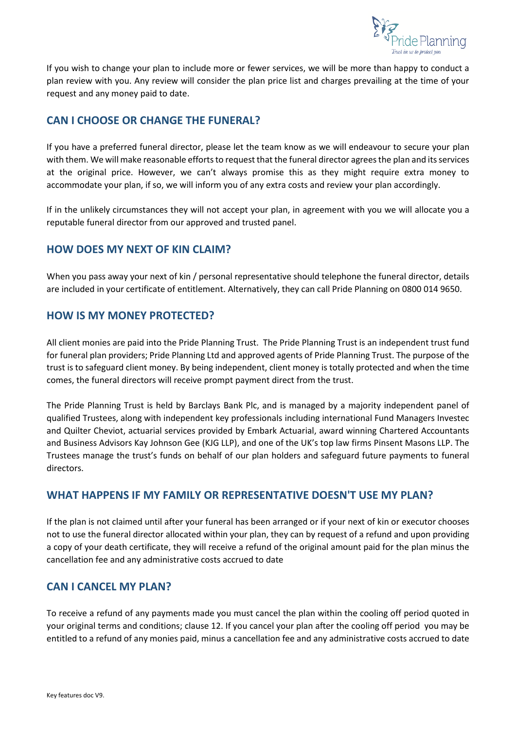If you wish to change your plan to include more or fewer services, we will be more than happy to conduct a plan review with you. Any review will consider the plan price list and charges prevailing at the time of your request and any money paid to date.

## CAN I CHOOSE OR CHANGE THE FUNERAL?

If you have a preferred funeral director, please let the team know as we will endeavour to secure your plan with them. We will make reasonable efforts to request that the funeral director agrees the plan and its services at the original price. However, we can't always promise this as they might require extra money to accommodate your plan, if so, we will inform you of any extra costs and review your plan accordingly.

If in the unlikely circumstances they will not accept your plan, in agreement with you we will allocate you a reputable funeral director from our approved and trusted panel.

## HOW DOES MY NEXT OF KIN CLAIM?

When you pass away your next of kin / personal representative should telephone the funeral director, details are included in your certificate of entitlement. Alternatively, they can call Pride Planning on 0800 014 9650.

## HOW IS MY MONEY PROTECTED?

All client monies are paid into the Pride Planning Trust. The Pride Planning Trust is an independent trust fund for funeral plan providers; Pride Planning Ltd and approved agents of Pride Planning Trust. The purpose of the trust is to safeguard client money. By being independent, client money is totally protected and when the time comes, the funeral directors will receive prompt payment direct from the trust.

The Pride Planning Trust is held by Barclays Bank Plc, and is managed by a majority independent panel of qualified Trustees, along with independent key professionals including international Fund Managers Investec and Quilter Cheviot, actuarial services provided by Embark Actuarial, award winning Chartered Accountants and Business Advisors Kay Johnson Gee (KJG LLP), and one of the UK's top law firms Pinsent Masons LLP. The Trustees manage the trust's funds on behalf of our plan holders and safeguard future payments to funeral directors.

## WHAT HAPPENS IF MY FAMILY OR REPRESENTATIVE DOESN'T USE MY PLAN?

If the plan is not claimed until after your funeral has been arranged or if your next of kin or executor chooses not to use the funeral director allocated within your plan, they can by request of a refund and upon providing a copy of your death certificate, they will receive a refund of the original amount paid for the plan minus the cancellation fee and any administrative costs accrued to date

## CAN I CANCEL MY PLAN?

To receive a refund of any payments made you must cancel the plan within the cooling off period quoted in your original terms and conditions; clause 12. If you cancel your plan after the cooling off period you may be entitled to a refund of any monies paid, minus a cancellation fee and any administrative costs accrued to date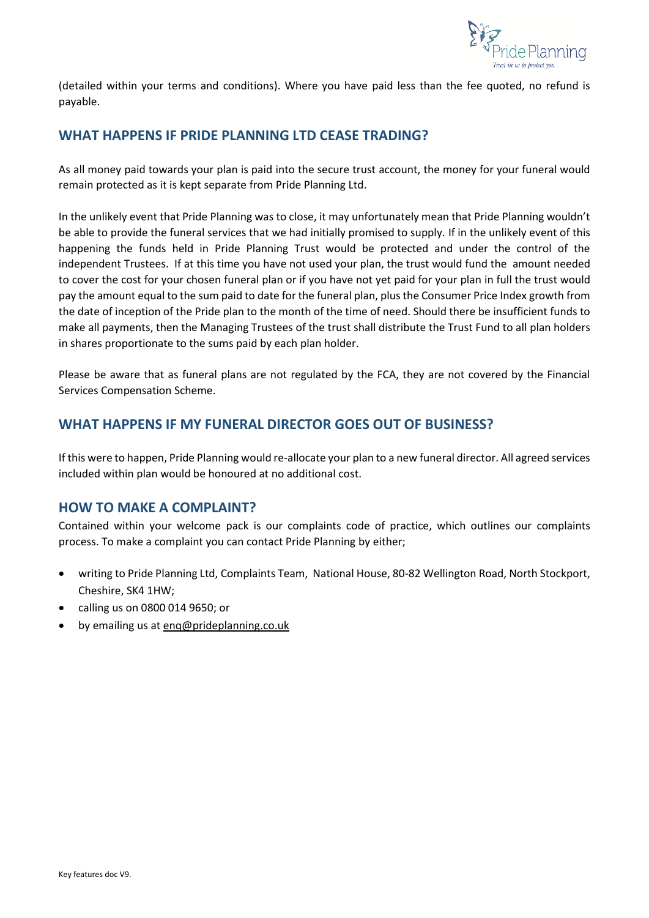(detailed within your terms and conditions). Where you have paid less than the fee quoted, no refund is payable.

## WHAT HAPPENS IF PRIDE PLANNING LTD CEASE TRADING?

As all money paid towards your plan is paid into the secure trust account, the money for your funeral would remain protected as it is kept separate from Pride Planning Ltd.

In the unlikely event that Pride Planning was to close, it may unfortunately mean that Pride Planning wouldn't be able to provide the funeral services that we had initially promised to supply. If in the unlikely event of this happening the funds held in Pride Planning Trust would be protected and under the control of the independent Trustees. If at this time you have not used your plan, the trust would fund the amount needed to cover the cost for your chosen funeral plan or if you have not yet paid for your plan in full the trust would pay the amount equal to the sum paid to date for the funeral plan, plus the Consumer Price Index growth from the date of inception of the Pride plan to the month of the time of need. Should there be insufficient funds to make all payments, then the Managing Trustees of the trust shall distribute the Trust Fund to all plan holders in shares proportionate to the sums paid by each plan holder.

Please be aware that as funeral plans are not regulated by the FCA, they are not covered by the Financial Services Compensation Scheme.

## WHAT HAPPENS IF MY FUNERAL DIRECTOR GOES OUT OF BUSINESS?

If this were to happen, Pride Planning would re-allocate your plan to a new funeral director. All agreed services included within plan would be honoured at no additional cost.

## HOW TO MAKE A COMPLAINT?

Contained within your welcome pack is our complaints code of practice, which outlines our complaints process. To make a complaint you can contact Pride Planning by either;

- writing to Pride Planning Ltd, Complaints Team, National House, 80-82 Wellington Road, North Stockport, Cheshire, SK4 1HW;
- calling us on 0800 014 9650; or
- by emailing us at enq@prideplanning.co.uk

Key features doc V9.